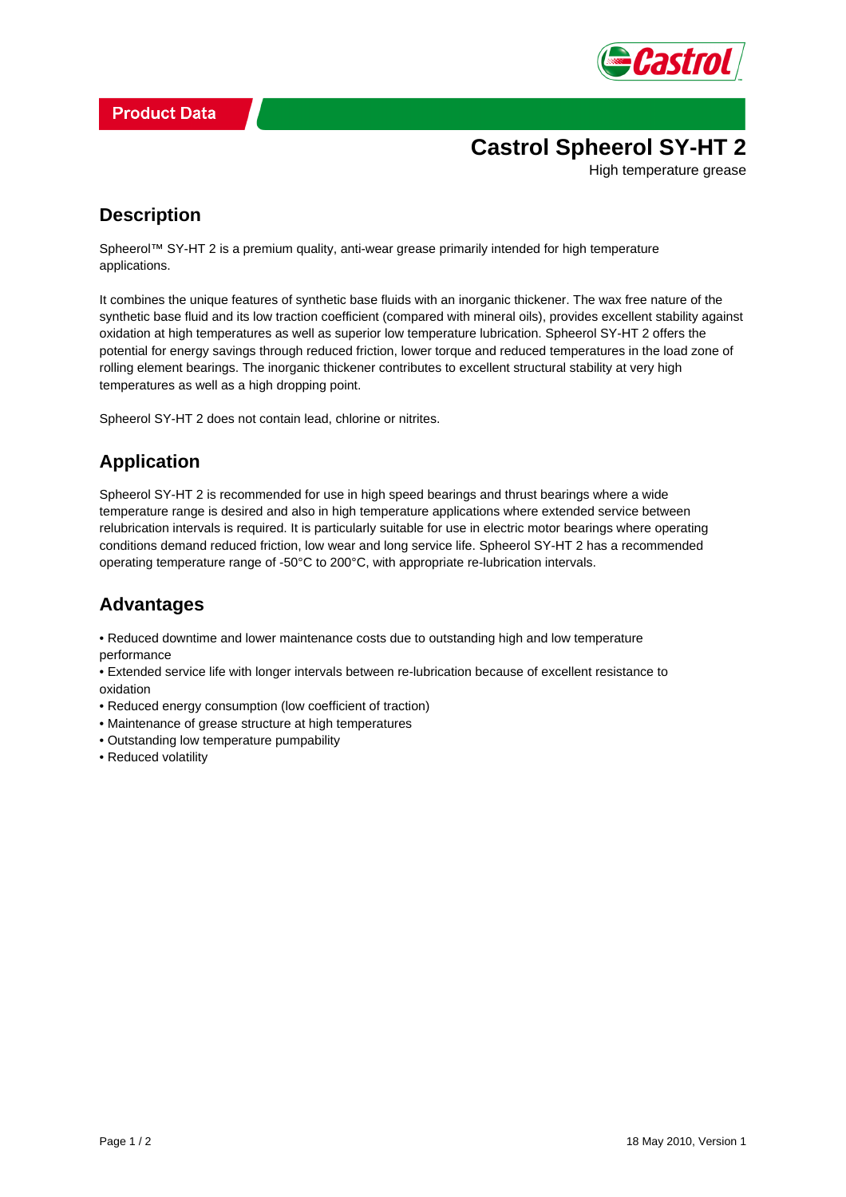Product Data

# Castrol Spheerol SY-HT 2

High temperature grease

## Description

Spheerol™ SY-HT 2 is a premium quality, anti-wear grease primarily intended for high temperature applications.

It combines the unique features of synthetic base fluids with an inorganic thickener. The wax free nature of the synthetic base fluid and its low traction coefficient (compared with mineral oils), provides excellent stability against oxidation at high temperatures as well as superior low temperature lubrication. Spheerol SY-HT 2 offers the potential for energy savings through reduced friction, lower torque and reduced temperatures in the load zone of rolling element bearings. The inorganic thickener contributes to excellent structural stability at very high temperatures as well as a high dropping point.

Spheerol SY-HT 2 does not contain lead, chlorine or nitrites.

## Application

Spheerol SY-HT 2 is recommended for use in high speed bearings and thrust bearings where a wide temperature range is desired and also in high temperature applications where extended service between relubrication intervals is required. It is particularly suitable for use in electric motor bearings where operating conditions demand reduced friction, low wear and long service life. Spheerol SY-HT 2 has a recommended operating temperature range of -50°C to 200°C, with appropriate re-lubrication intervals.

## Advantages

- Reduced downtime and lower maintenance costs due to outstanding high and low temperature performance
- Extended service life with longer intervals between re-lubrication because of excellent resistance to oxidation
- Reduced energy consumption (low coefficient of traction)
- Maintenance of grease structure at high temperatures
- Outstanding low temperature pumpability
- Reduced volatility

18 May 2010, Version 1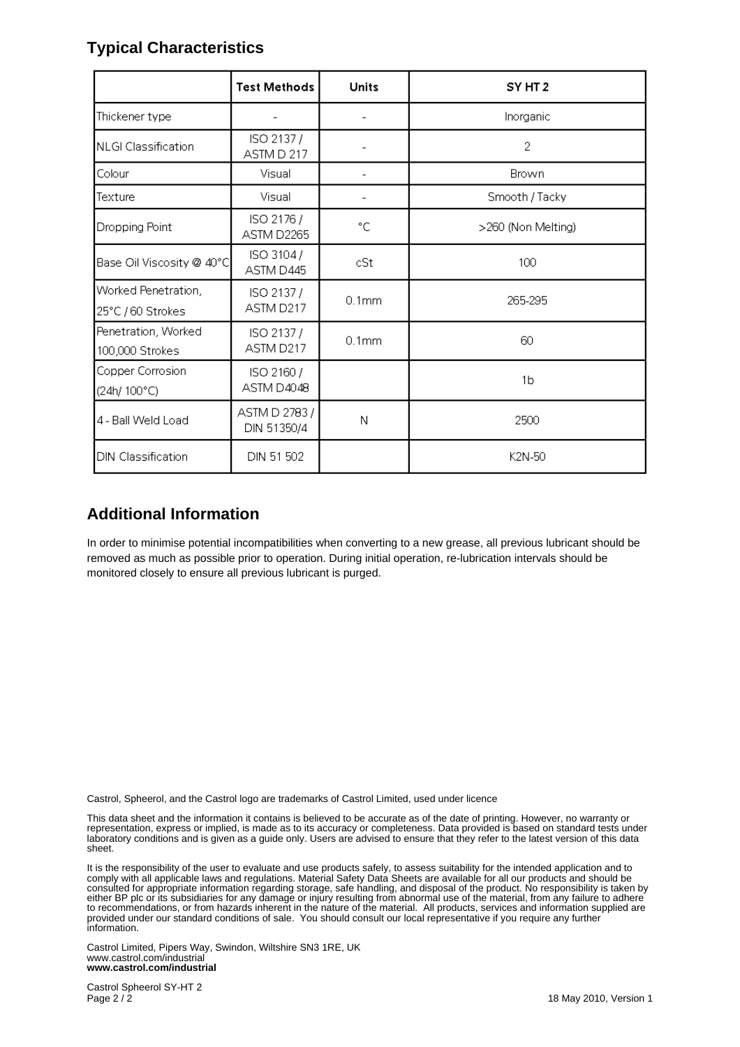## Typical Characteristics

| | Test Methods | Units | SY HT 2 |
|---|---|---|---|
| Thickener type | - | - | Inorganic |
| NLGI Classification | ISO 2137 / ASTM D 217 | - | 2 |
| Colour | Visual | - | Brown |
| Texture | Visual | - | Smooth / Tacky |
| Dropping Point | ISO 2176 / ASTM D2265 | °C | >260 (Non Melting) |
| Base Oil Viscosity @ 40°C | ISO 3104 / ASTM D445 | cSt | 100 |
| Worked Penetration, 25°C / 60 Strokes | ISO 2137 / ASTM D217 | 0.1mm | 265-295 |
| Penetration, Worked 100,000 Strokes | ISO 2137 / ASTM D217 | 0.1mm | 60 |
| Copper Corrosion (24h/ 100°C) | ISO 2160 / ASTM D4048 | | 1b |
| 4 - Ball Weld Load | ASTM D 2783 / DIN 51350/4 | N | 2500 |
| DIN Classification | DIN 51 502 | | K2N-50 |

## Additional Information

In order to minimise potential incompatibilities when converting to a new grease, all previous lubricant should be removed as much as possible prior to operation. During initial operation, re-lubrication intervals should be monitored closely to ensure all previous lubricant is purged.

Castrol, Spheerol, and the Castrol logo are trademarks of Castrol Limited, used under licence

This data sheet and the information it contains is believed to be accurate as of the date of printing. However, no warranty or representation, express or implied, is made as to its accuracy or completeness. Data provided is based on standard tests under laboratory conditions and is given as a guide only. Users are advised to ensure that they refer to the latest version of this data sheet.

It is the responsibility of the user to evaluate and use products safely, to assess suitability for the intended application and to comply with all applicable laws and regulations. Material Safety Data Sheets are available for all our products and should be consulted for appropriate information regarding storage, safe handling, and disposal of the product. No responsibility is taken by either BP plc or its subsidiaries for any damage or injury resulting from abnormal use of the material, from any failure to adhere to recommendations, or from hazards inherent in the nature of the material. All products, services and information supplied are provided under our standard conditions of sale. You should consult our local representative if you require any further information.

Castrol Limited, Pipers Way, Swindon, Wiltshire SN3 1RE, UK
www.castrol.com/industrial
**www.castrol.com/industrial**

Castrol Spheerol SY-HT 2

18 May 2010, Version 1